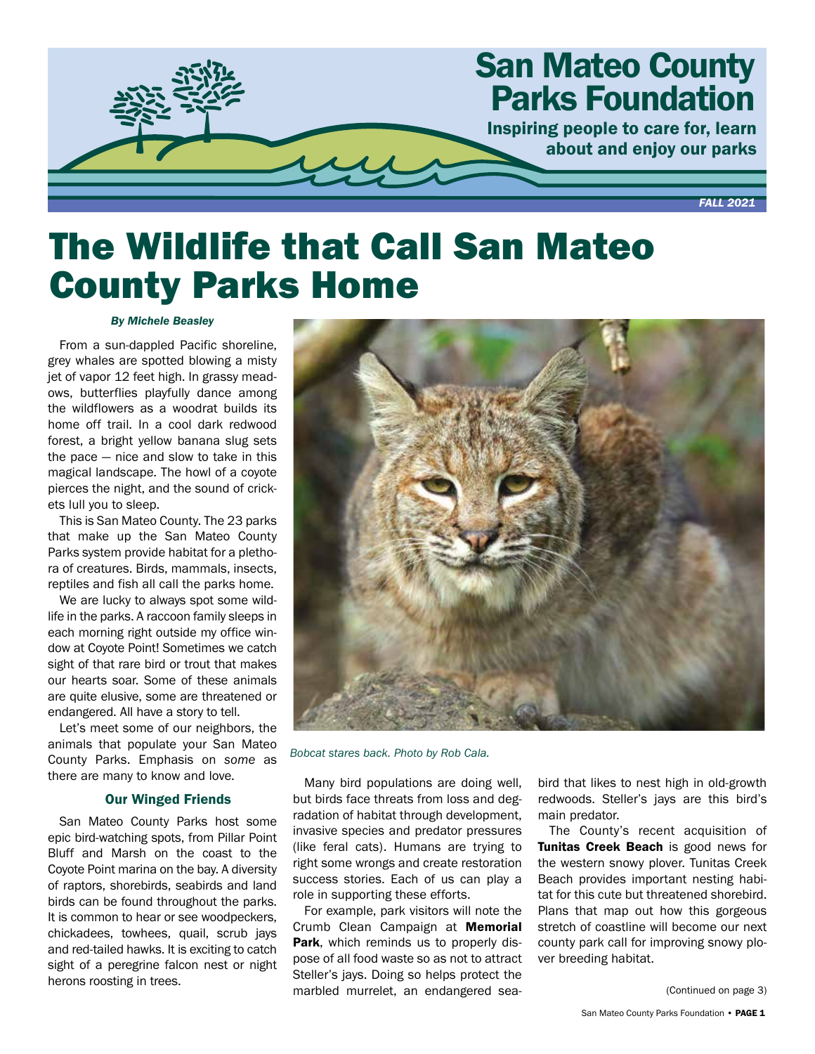# San Mateo County Parks Foundation

Inspiring people to care for, learn about and enjoy our parks

*FALL 2021*

# The Wildlife that Call San Mateo County Parks Home

*By Michele Beasley*

From a sun-dappled Pacific shoreline, grey whales are spotted blowing a misty jet of vapor 12 feet high. In grassy meadows, butterflies playfully dance among the wildflowers as a woodrat builds its home off trail. In a cool dark redwood forest, a bright yellow banana slug sets the pace — nice and slow to take in this magical landscape. The howl of a coyote pierces the night, and the sound of crickets lull you to sleep.

This is San Mateo County. The 23 parks that make up the San Mateo County Parks system provide habitat for a plethora of creatures. Birds, mammals, insects, reptiles and fish all call the parks home.

We are lucky to always spot some wildlife in the parks. A raccoon family sleeps in each morning right outside my office window at Coyote Point! Sometimes we catch sight of that rare bird or trout that makes our hearts soar. Some of these animals are quite elusive, some are threatened or endangered. All have a story to tell.

Let's meet some of our neighbors, the animals that populate your San Mateo County Parks. Emphasis on *some* as there are many to know and love.

*Bobcat stares back. Photo by Rob Cala.*

## Our Winged Friends

San Mateo County Parks host some epic bird-watching spots, from Pillar Point Bluff and Marsh on the coast to the Coyote Point marina on the bay. A diversity of raptors, shorebirds, seabirds and land birds can be found throughout the parks. It is common to hear or see woodpeckers, chickadees, towhees, quail, scrub jays and red-tailed hawks. It is exciting to catch sight of a peregrine falcon nest or night herons roosting in trees.

Many bird populations are doing well, but birds face threats from loss and degradation of habitat through development, invasive species and predator pressures (like feral cats). Humans are trying to right some wrongs and create restoration success stories. Each of us can play a role in supporting these efforts.

For example, park visitors will note the Crumb Clean Campaign at **Memorial Park**, which reminds us to properly dispose of all food waste so as not to attract Steller's jays. Doing so helps protect the marbled murrelet, an endangered seabird that likes to nest high in old-growth redwoods. Steller's jays are this bird's main predator.

The County's recent acquisition of **Tunitas Creek Beach** is good news for the western snowy plover. Tunitas Creek Beach provides important nesting habitat for this cute but threatened shorebird. Plans that map out how this gorgeous stretch of coastline will become our next county park call for improving snowy plover breeding habitat.

(Continued on page 3)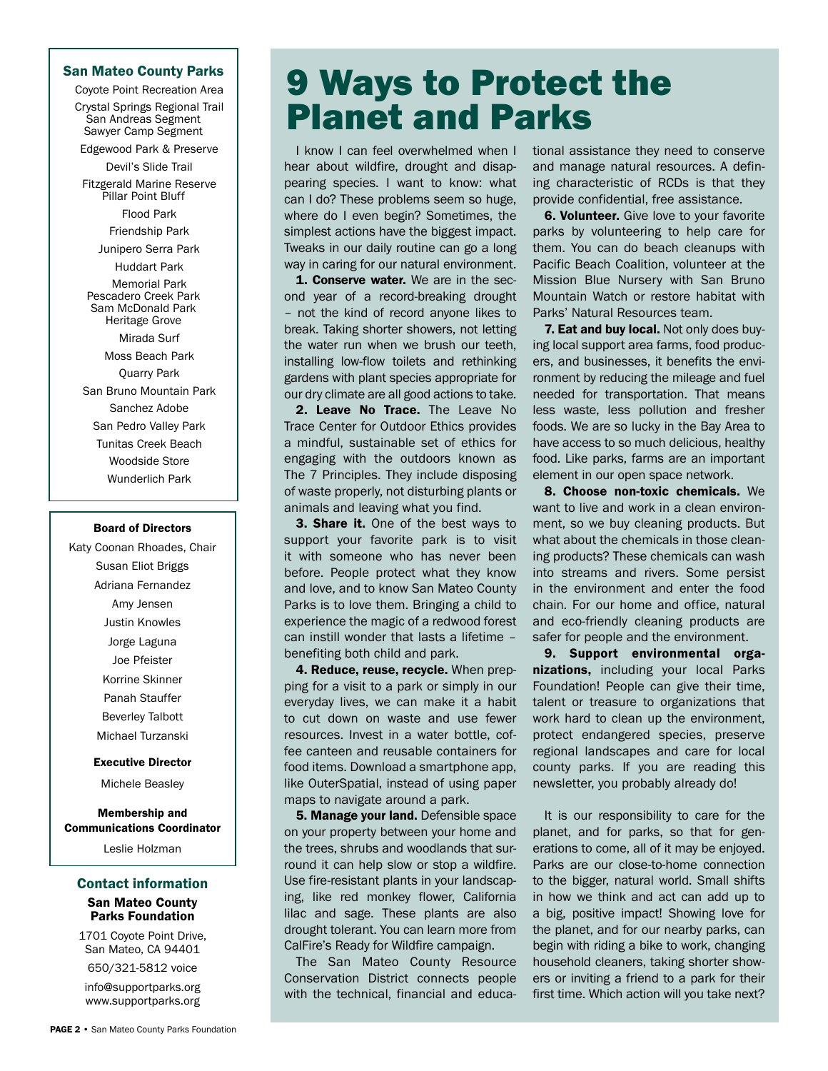# 9 Ways to Protect the Planet and Parks

I know I can feel overwhelmed when I hear about wildfire, drought and disappearing species. I want to know: what can I do? These problems seem so huge, where do I even begin? Sometimes, the simplest actions have the biggest impact. Tweaks in our daily routine can go a long way in caring for our natural environment.

**1. Conserve water.** We are in the second year of a record-breaking drought – not the kind of record anyone likes to break. Taking shorter showers, not letting the water run when we brush our teeth, installing low-flow toilets and rethinking gardens with plant species appropriate for our dry climate are all good actions to take.

**2. Leave No Trace.** The Leave No Trace Center for Outdoor Ethics provides a mindful, sustainable set of ethics for engaging with the outdoors known as The 7 Principles. They include disposing of waste properly, not disturbing plants or animals and leaving what you find.

**3. Share it.** One of the best ways to support your favorite park is to visit it with someone who has never been before. People protect what they know and love, and to know San Mateo County Parks is to love them. Bringing a child to experience the magic of a redwood forest can instill wonder that lasts a lifetime – benefiting both child and park.

**4. Reduce, reuse, recycle.** When prepping for a visit to a park or simply in our everyday lives, we can make it a habit to cut down on waste and use fewer resources. Invest in a water bottle, coffee canteen and reusable containers for food items. Download a smartphone app, like OuterSpatial, instead of using paper maps to navigate around a park.

**5. Manage your land.** Defensible space on your property between your home and the trees, shrubs and woodlands that surround it can help slow or stop a wildfire. Use fire-resistant plants in your landscaping, like red monkey flower, California lilac and sage. These plants are also drought tolerant. You can learn more from CalFire's Ready for Wildfire campaign.

The San Mateo County Resource Conservation District connects people with the technical, financial and educational assistance they need to conserve and manage natural resources. A defining characteristic of RCDs is that they provide confidential, free assistance.

**6. Volunteer.** Give love to your favorite parks by volunteering to help care for them. You can do beach cleanups with Pacific Beach Coalition, volunteer at the Mission Blue Nursery with San Bruno Mountain Watch or restore habitat with Parks' Natural Resources team.

**7. Eat and buy local.** Not only does buying local support area farms, food producers, and businesses, it benefits the environment by reducing the mileage and fuel needed for transportation. That means less waste, less pollution and fresher foods. We are so lucky in the Bay Area to have access to so much delicious, healthy food. Like parks, farms are an important element in our open space network.

**8. Choose non-toxic chemicals.** We want to live and work in a clean environment, so we buy cleaning products. But what about the chemicals in those cleaning products? These chemicals can wash into streams and rivers. Some persist in the environment and enter the food chain. For our home and office, natural and eco-friendly cleaning products are safer for people and the environment.

**9. Support environmental organizations,** including your local Parks Foundation! People can give their time, talent or treasure to organizations that work hard to clean up the environment, protect endangered species, preserve regional landscapes and care for local county parks. If you are reading this newsletter, you probably already do!

It is our responsibility to care for the planet, and for parks, so that for generations to come, all of it may be enjoyed. Parks are our close-to-home connection to the bigger, natural world. Small shifts in how we think and act can add up to a big, positive impact! Showing love for the planet, and for our nearby parks, can begin with riding a bike to work, changing household cleaners, taking shorter showers or inviting a friend to a park for their first time. Which action will you take next?

---

## San Mateo County Parks

- Coyote Point Recreation Area
- Crystal Springs Regional Trail
  - San Andreas Segment
  - Sawyer Camp Segment
- Edgewood Park & Preserve
- Devil's Slide Trail
- Fitzgerald Marine Reserve
  - Pillar Point Bluff
- Flood Park
- Friendship Park
- Junipero Serra Park
- Huddart Park
- Memorial Park
  - Pescadero Creek Park
  - Sam McDonald Park
  - Heritage Grove
- Mirada Surf
- Moss Beach Park
- Quarry Park
- San Bruno Mountain Park
- Sanchez Adobe
- San Pedro Valley Park
- Tunitas Creek Beach
- Woodside Store
- Wunderlich Park

**Board of Directors**

Katy Coonan Rhoades, Chair
Susan Eliot Briggs
Adriana Fernandez
Amy Jensen
Justin Knowles
Jorge Laguna
Joe Pfeister
Korrine Skinner
Panah Stauffer
Beverley Talbott
Michael Turzanski

**Executive Director**

Michele Beasley

**Membership and Communications Coordinator**

Leslie Holzman

## Contact information

**San Mateo County Parks Foundation**

1701 Coyote Point Drive,
San Mateo, CA 94401

650/321-5812 voice

info@supportparks.org
www.supportparks.org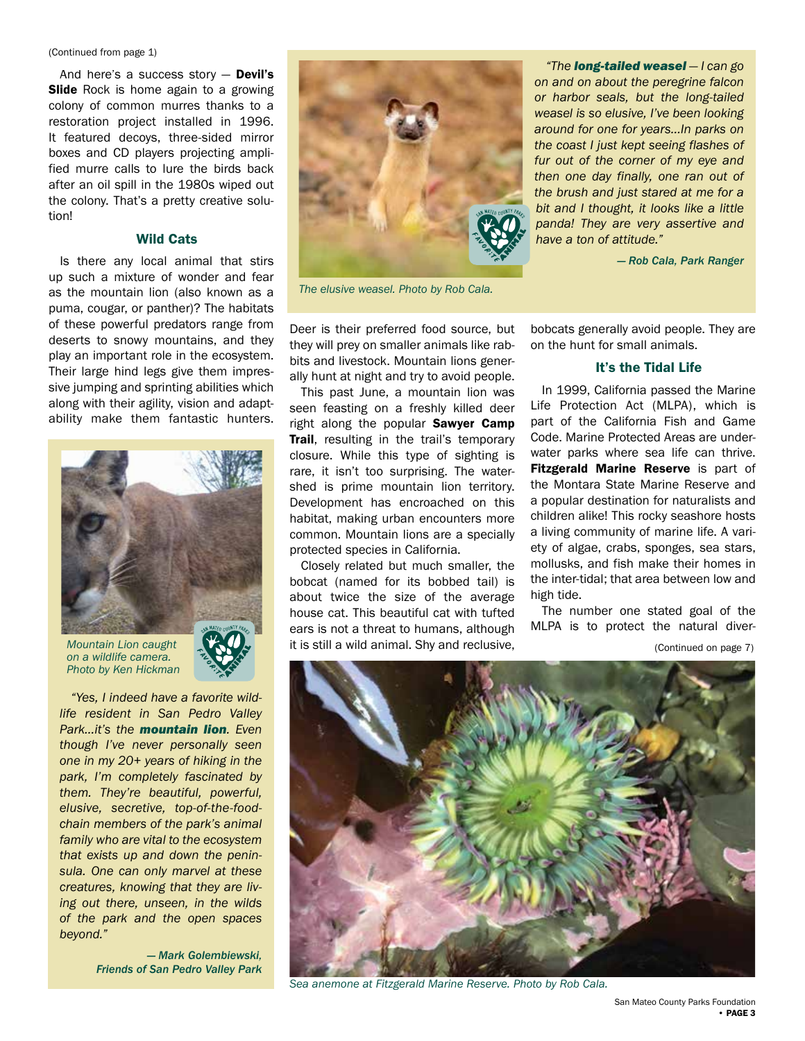(Continued from page 1)

And here's a success story — **Devil's Slide** Rock is home again to a growing colony of common murres thanks to a restoration project installed in 1996. It featured decoys, three-sided mirror boxes and CD players projecting amplified murre calls to lure the birds back after an oil spill in the 1980s wiped out the colony. That's a pretty creative solution!

## Wild Cats

Is there any local animal that stirs up such a mixture of wonder and fear as the mountain lion (also known as a puma, cougar, or panther)? The habitats of these powerful predators range from deserts to snowy mountains, and they play an important role in the ecosystem. Their large hind legs give them impressive jumping and sprinting abilities which along with their agility, vision and adaptability make them fantastic hunters. Deer is their preferred food source, but they will prey on smaller animals like rabbits and livestock. Mountain lions generally hunt at night and try to avoid people.

This past June, a mountain lion was seen feasting on a freshly killed deer right along the popular **Sawyer Camp Trail**, resulting in the trail's temporary closure. While this type of sighting is rare, it isn't too surprising. The watershed is prime mountain lion territory. Development has encroached on this habitat, making urban encounters more common. Mountain lions are a specially protected species in California.

Closely related but much smaller, the bobcat (named for its bobbed tail) is about twice the size of the average house cat. This beautiful cat with tufted ears is not a threat to humans, although it is still a wild animal. Shy and reclusive, bobcats generally avoid people. They are on the hunt for small animals.

*Mountain Lion caught on a wildlife camera. Photo by Ken Hickman*

*"Yes, I indeed have a favorite wildlife resident in San Pedro Valley Park...it's the **mountain lion**. Even though I've never personally seen one in my 20+ years of hiking in the park, I'm completely fascinated by them. They're beautiful, powerful, elusive, secretive, top-of-the-food-chain members of the park's animal family who are vital to the ecosystem that exists up and down the peninsula. One can only marvel at these creatures, knowing that they are living out there, unseen, in the wilds of the park and the open spaces beyond."*

***— Mark Golembiewski, Friends of San Pedro Valley Park***

*The elusive weasel. Photo by Rob Cala.*

*"The **long-tailed weasel** — I can go on and on about the peregrine falcon or harbor seals, but the long-tailed weasel is so elusive, I've been looking around for one for years...In parks on the coast I just kept seeing flashes of fur out of the corner of my eye and then one day finally, one ran out of the brush and just stared at me for a bit and I thought, it looks like a little panda! They are very assertive and have a ton of attitude."*

***— Rob Cala, Park Ranger***

## It's the Tidal Life

In 1999, California passed the Marine Life Protection Act (MLPA), which is part of the California Fish and Game Code. Marine Protected Areas are underwater parks where sea life can thrive. **Fitzgerald Marine Reserve** is part of the Montara State Marine Reserve and a popular destination for naturalists and children alike! This rocky seashore hosts a living community of marine life. A variety of algae, crabs, sponges, sea stars, mollusks, and fish make their homes in the inter-tidal; that area between low and high tide.

The number one stated goal of the MLPA is to protect the natural diver-

(Continued on page 7)

*Sea anemone at Fitzgerald Marine Reserve. Photo by Rob Cala.*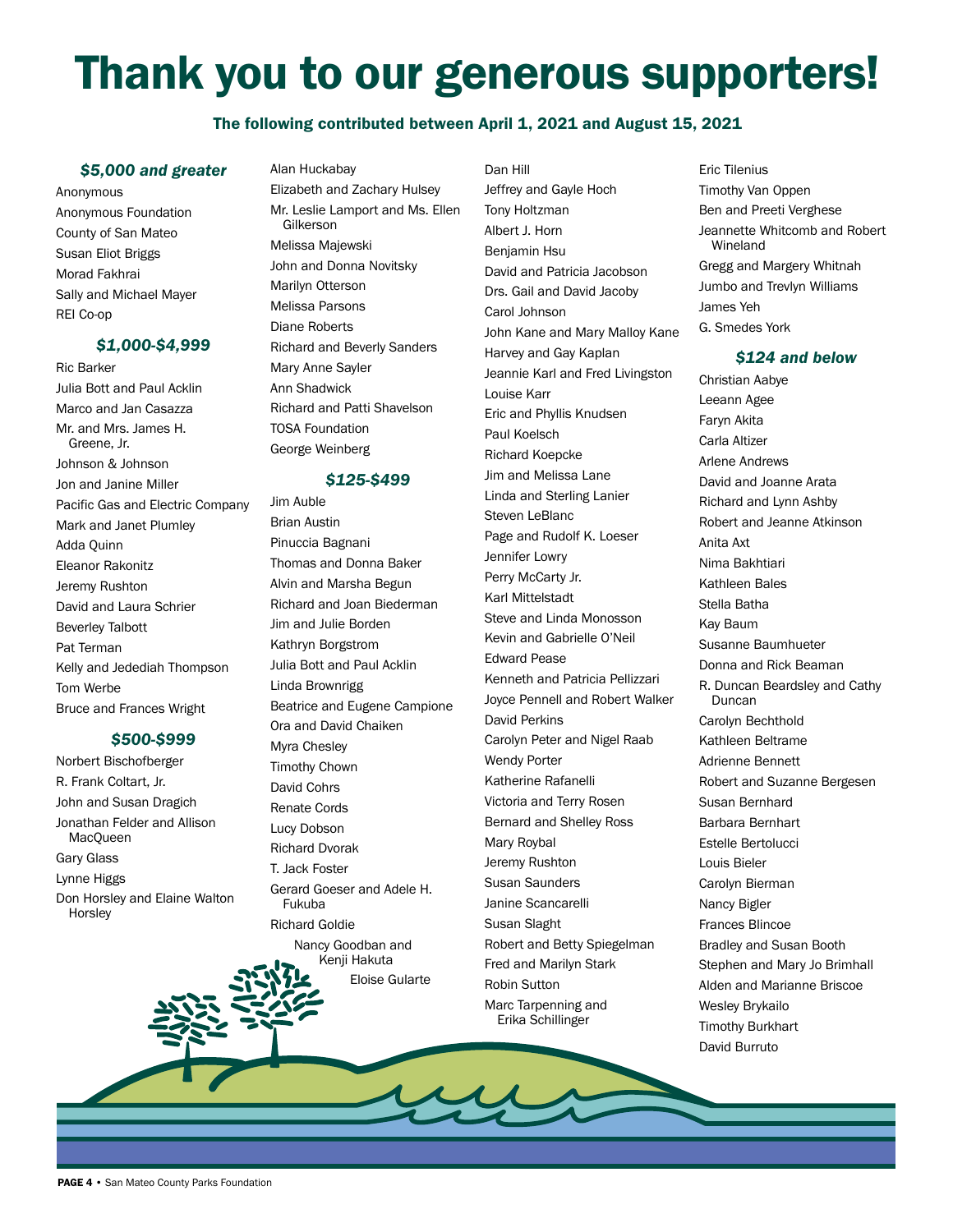# Thank you to our generous supporters!

**The following contributed between April 1, 2021 and August 15, 2021**

### *$5,000 and greater*

Anonymous
Anonymous Foundation
County of San Mateo
Susan Eliot Briggs
Morad Fakhrai
Sally and Michael Mayer
REI Co-op

### *$1,000-$4,999*

Ric Barker
Julia Bott and Paul Acklin
Marco and Jan Casazza
Mr. and Mrs. James H. Greene, Jr.
Johnson & Johnson
Jon and Janine Miller
Pacific Gas and Electric Company
Mark and Janet Plumley
Adda Quinn
Eleanor Rakonitz
Jeremy Rushton
David and Laura Schrier
Beverley Talbott
Pat Terman
Kelly and Jedediah Thompson
Tom Werbe
Bruce and Frances Wright

### *$500-$999*

Norbert Bischofberger
R. Frank Coltart, Jr.
John and Susan Dragich
Jonathan Felder and Allison MacQueen
Gary Glass
Lynne Higgs
Don Horsley and Elaine Walton Horsley
Alan Huckabay
Elizabeth and Zachary Hulsey
Mr. Leslie Lamport and Ms. Ellen Gilkerson
Melissa Majewski
John and Donna Novitsky
Marilyn Otterson
Melissa Parsons
Diane Roberts
Richard and Beverly Sanders
Mary Anne Sayler
Ann Shadwick
Richard and Patti Shavelson
TOSA Foundation
George Weinberg

### *$125-$499*

Jim Auble
Brian Austin
Pinuccia Bagnani
Thomas and Donna Baker
Alvin and Marsha Begun
Richard and Joan Biederman
Jim and Julie Borden
Kathryn Borgstrom
Julia Bott and Paul Acklin
Linda Brownrigg
Beatrice and Eugene Campione
Ora and David Chaiken
Myra Chesley
Timothy Chown
David Cohrs
Renate Cords
Lucy Dobson
Richard Dvorak
T. Jack Foster
Gerard Goeser and Adele H. Fukuba
Richard Goldie
Nancy Goodban and Kenji Hakuta
Eloise Gularte
Dan Hill
Jeffrey and Gayle Hoch
Tony Holtzman
Albert J. Horn
Benjamin Hsu
David and Patricia Jacobson
Drs. Gail and David Jacoby
Carol Johnson
John Kane and Mary Malloy Kane
Harvey and Gay Kaplan
Jeannie Karl and Fred Livingston
Louise Karr
Eric and Phyllis Knudsen
Paul Koelsch
Richard Koepcke
Jim and Melissa Lane
Linda and Sterling Lanier
Steven LeBlanc
Page and Rudolf K. Loeser
Jennifer Lowry
Perry McCarty Jr.
Karl Mittelstadt
Steve and Linda Monosson
Kevin and Gabrielle O'Neil
Edward Pease
Kenneth and Patricia Pellizzari
Joyce Pennell and Robert Walker
David Perkins
Carolyn Peter and Nigel Raab
Wendy Porter
Katherine Rafanelli
Victoria and Terry Rosen
Bernard and Shelley Ross
Mary Roybal
Jeremy Rushton
Susan Saunders
Janine Scancarelli
Susan Slaght
Robert and Betty Spiegelman
Fred and Marilyn Stark
Robin Sutton
Marc Tarpenning and Erika Schillinger
Eric Tilenius
Timothy Van Oppen
Ben and Preeti Verghese
Jeannette Whitcomb and Robert Wineland
Gregg and Margery Whitnah
Jumbo and Trevlyn Williams
James Yeh
G. Smedes York

### *$124 and below*

Christian Aabye
Leeann Agee
Faryn Akita
Carla Altizer
Arlene Andrews
David and Joanne Arata
Richard and Lynn Ashby
Robert and Jeanne Atkinson
Anita Axt
Nima Bakhtiari
Kathleen Bales
Stella Batha
Kay Baum
Susanne Baumhueter
Donna and Rick Beaman
R. Duncan Beardsley and Cathy Duncan
Carolyn Bechthold
Kathleen Beltrame
Adrienne Bennett
Robert and Suzanne Bergesen
Susan Bernhard
Barbara Bernhart
Estelle Bertolucci
Louis Bieler
Carolyn Bierman
Nancy Bigler
Frances Blincoe
Bradley and Susan Booth
Stephen and Mary Jo Brimhall
Alden and Marianne Briscoe
Wesley Brykailo
Timothy Burkhart
David Burruto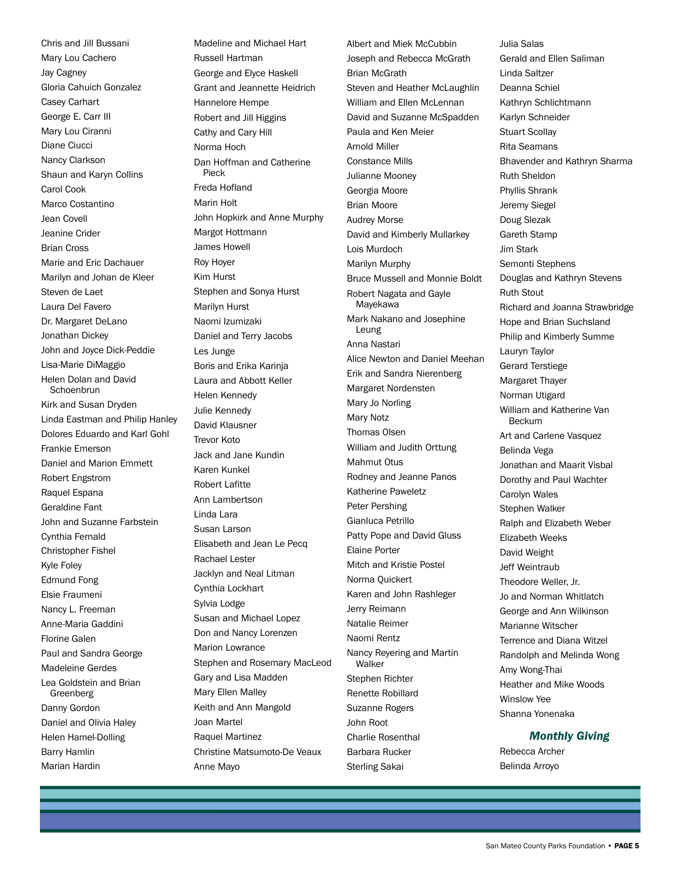Chris and Jill Bussani
Mary Lou Cachero
Jay Cagney
Gloria Cahuich Gonzalez
Casey Carhart
George E. Carr III
Mary Lou Ciranni
Diane Ciucci
Nancy Clarkson
Shaun and Karyn Collins
Carol Cook
Marco Costantino
Jean Covell
Jeanine Crider
Brian Cross
Marie and Eric Dachauer
Marilyn and Johan de Kleer
Steven de Laet
Laura Del Favero
Dr. Margaret DeLano
Jonathan Dickey
John and Joyce Dick-Peddie
Lisa-Marie DiMaggio
Helen Dolan and David Schoenbrun
Kirk and Susan Dryden
Linda Eastman and Philip Hanley
Dolores Eduardo and Karl Gohl
Frankie Emerson
Daniel and Marion Emmett
Robert Engstrom
Raquel Espana
Geraldine Fant
John and Suzanne Farbstein
Cynthia Fernald
Christopher Fishel
Kyle Foley
Edmund Fong
Elsie Fraumeni
Nancy L. Freeman
Anne-Maria Gaddini
Florine Galen
Paul and Sandra George
Madeleine Gerdes
Lea Goldstein and Brian Greenberg
Danny Gordon
Daniel and Olivia Haley
Helen Hamel-Dolling
Barry Hamlin
Marian Hardin
Madeline and Michael Hart
Russell Hartman
George and Elyce Haskell
Grant and Jeannette Heidrich
Hannelore Hempe
Robert and Jill Higgins
Cathy and Cary Hill
Norma Hoch
Dan Hoffman and Catherine Pieck
Freda Hofland
Marin Holt
John Hopkirk and Anne Murphy
Margot Hottmann
James Howell
Roy Hoyer
Kim Hurst
Stephen and Sonya Hurst
Marilyn Hurst
Naomi Izumizaki
Daniel and Terry Jacobs
Les Junge
Boris and Erika Karinja
Laura and Abbott Keller
Helen Kennedy
Julie Kennedy
David Klausner
Trevor Koto
Jack and Jane Kundin
Karen Kunkel
Robert Lafitte
Ann Lambertson
Linda Lara
Susan Larson
Elisabeth and Jean Le Pecq
Rachael Lester
Jacklyn and Neal Litman
Cynthia Lockhart
Sylvia Lodge
Susan and Michael Lopez
Don and Nancy Lorenzen
Marion Lowrance
Stephen and Rosemary MacLeod
Gary and Lisa Madden
Mary Ellen Malley
Keith and Ann Mangold
Joan Martel
Raquel Martinez
Christine Matsumoto-De Veaux
Anne Mayo
Albert and Miek McCubbin
Joseph and Rebecca McGrath
Brian McGrath
Steven and Heather McLaughlin
William and Ellen McLennan
David and Suzanne McSpadden
Paula and Ken Meier
Arnold Miller
Constance Mills
Julianne Mooney
Georgia Moore
Brian Moore
Audrey Morse
David and Kimberly Mullarkey
Lois Murdoch
Marilyn Murphy
Bruce Mussell and Monnie Boldt
Robert Nagata and Gayle Mayekawa
Mark Nakano and Josephine Leung
Anna Nastari
Alice Newton and Daniel Meehan
Erik and Sandra Nierenberg
Margaret Nordensten
Mary Jo Norling
Mary Notz
Thomas Olsen
William and Judith Orttung
Mahmut Otus
Rodney and Jeanne Panos
Katherine Paweletz
Peter Pershing
Gianluca Petrillo
Patty Pope and David Gluss
Elaine Porter
Mitch and Kristie Postel
Norma Quickert
Karen and John Rashleger
Jerry Reimann
Natalie Reimer
Naomi Rentz
Nancy Reyering and Martin Walker
Stephen Richter
Renette Robillard
Suzanne Rogers
John Root
Charlie Rosenthal
Barbara Rucker
Sterling Sakai
Julia Salas
Gerald and Ellen Saliman
Linda Saltzer
Deanna Schiel
Kathryn Schlichtmann
Karlyn Schneider
Stuart Scollay
Rita Seamans
Bhavender and Kathryn Sharma
Ruth Sheldon
Phyllis Shrank
Jeremy Siegel
Doug Slezak
Gareth Stamp
Jim Stark
Semonti Stephens
Douglas and Kathryn Stevens
Ruth Stout
Richard and Joanna Strawbridge
Hope and Brian Suchsland
Philip and Kimberly Summe
Lauryn Taylor
Gerard Terstiege
Margaret Thayer
Norman Utigard
William and Katherine Van Beckum
Art and Carlene Vasquez
Belinda Vega
Jonathan and Maarit Visbal
Dorothy and Paul Wachter
Carolyn Wales
Stephen Walker
Ralph and Elizabeth Weber
Elizabeth Weeks
David Weight
Jeff Weintraub
Theodore Weller, Jr.
Jo and Norman Whitlatch
George and Ann Wilkinson
Marianne Witscher
Terrence and Diana Witzel
Randolph and Melinda Wong
Amy Wong-Thai
Heather and Mike Woods
Winslow Yee
Shanna Yonenaka

### *Monthly Giving*

Rebecca Archer
Belinda Arroyo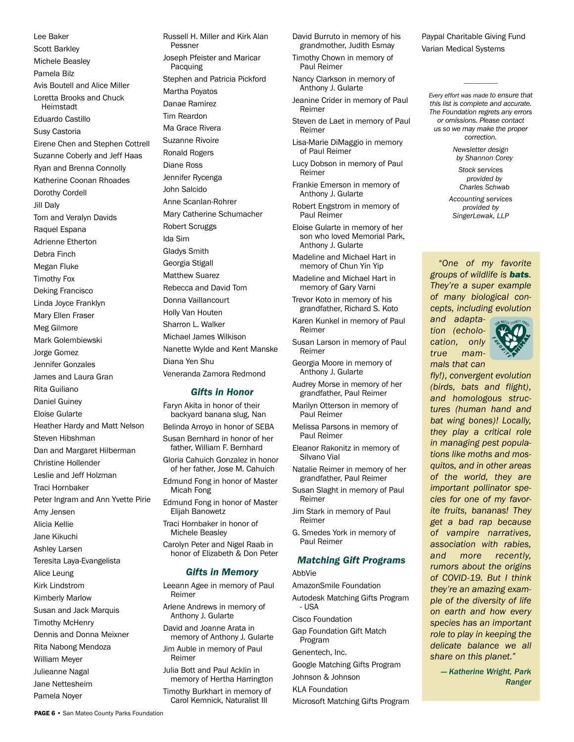Lee Baker
Scott Barkley
Michele Beasley
Pamela Bilz
Avis Boutell and Alice Miller
Loretta Brooks and Chuck Heimstadt
Eduardo Castillo
Susy Castoria
Eirene Chen and Stephen Cottrell
Suzanne Coberly and Jeff Haas
Ryan and Brenna Connolly
Katherine Coonan Rhoades
Dorothy Cordell
Jill Daly
Tom and Veralyn Davids
Raquel Espana
Adrienne Etherton
Debra Finch
Megan Fluke
Timothy Fox
Deking Francisco
Linda Joyce Franklyn
Mary Ellen Fraser
Meg Gilmore
Mark Golembiewski
Jorge Gomez
Jennifer Gonzales
James and Laura Gran
Rita Guiliano
Daniel Guiney
Eloise Gularte
Heather Hardy and Matt Nelson
Steven Hibshman
Dan and Margaret Hilberman
Christine Hollender
Leslie and Jeff Holzman
Traci Hornbaker
Peter Ingram and Ann Yvette Pirie
Amy Jensen
Alicia Kellie
Jane Kikuchi
Ashley Larsen
Teresita Laya-Evangelista
Alice Leung
Kirk Lindstrom
Kimberly Marlow
Susan and Jack Marquis
Timothy McHenry
Dennis and Donna Meixner
Rita Nabong Mendoza
William Meyer
Julieanne Nagal
Jane Nettesheim
Pamela Noyer
Russell H. Miller and Kirk Alan Pessner
Joseph Pfeister and Maricar Pacquing
Stephen and Patricia Pickford
Martha Poyatos
Danae Ramirez
Tim Reardon
Ma Grace Rivera
Suzanne Rivoire
Ronald Rogers
Diane Ross
Jennifer Rycenga
John Salcido
Anne Scanlan-Rohrer
Mary Catherine Schumacher
Robert Scruggs
Ida Sim
Gladys Smith
Georgia Stigall
Matthew Suarez
Rebecca and David Tom
Donna Vaillancourt
Holly Van Houten
Sharron L. Walker
Michael James Wilkison
Nanette Wylde and Kent Manske
Diana Yen Shu
Veneranda Zamora Redmond

### *Gifts in Honor*

Faryn Akita in honor of their backyard banana slug, Nan
Belinda Arroyo in honor of SEBA
Susan Bernhard in honor of her father, William F. Bernhard
Gloria Cahuich Gonzalez in honor of her father, Jose M. Cahuich
Edmund Fong in honor of Master Micah Fong
Edmund Fong in honor of Master Elijah Banowetz
Traci Hornbaker in honor of Michele Beasley
Carolyn Peter and Nigel Raab in honor of Elizabeth & Don Peter

### *Gifts in Memory*

Leeann Agee in memory of Paul Reimer
Arlene Andrews in memory of Anthony J. Gularte
David and Joanne Arata in memory of Anthony J. Gularte
Jim Auble in memory of Paul Reimer
Julia Bott and Paul Acklin in memory of Hertha Harrington
Timothy Burkhart in memory of Carol Kemnick, Naturalist III
David Burruto in memory of his grandmother, Judith Esmay
Timothy Chown in memory of Paul Reimer
Nancy Clarkson in memory of Anthony J. Gularte
Jeanine Crider in memory of Paul Reimer
Steven de Laet in memory of Paul Reimer
Lisa-Marie DiMaggio in memory of Paul Reimer
Lucy Dobson in memory of Paul Reimer
Frankie Emerson in memory of Anthony J. Gularte
Robert Engstrom in memory of Paul Reimer
Eloise Gularte in memory of her son who loved Memorial Park, Anthony J. Gularte
Madeline and Michael Hart in memory of Chun Yin Yip
Madeline and Michael Hart in memory of Gary Varni
Trevor Koto in memory of his grandfather, Richard S. Koto
Karen Kunkel in memory of Paul Reimer
Susan Larson in memory of Paul Reimer
Georgia Moore in memory of Anthony J. Gularte
Audrey Morse in memory of her grandfather, Paul Reimer
Marilyn Otterson in memory of Paul Reimer
Melissa Parsons in memory of Paul Reimer
Eleanor Rakonitz in memory of Silvano Vial
Natalie Reimer in memory of her grandfather, Paul Reimer
Susan Slaght in memory of Paul Reimer
Jim Stark in memory of Paul Reimer
G. Smedes York in memory of Paul Reimer

### *Matching Gift Programs*

AbbVie
AmazonSmile Foundation
Autodesk Matching Gifts Program - USA
Cisco Foundation
Gap Foundation Gift Match Program
Genentech, Inc.
Google Matching Gifts Program
Johnson & Johnson
KLA Foundation
Microsoft Matching Gifts Program
Paypal Charitable Giving Fund
Varian Medical Systems

---

*Every effort was made to ensure that this list is complete and accurate. The Foundation regrets any errors or omissions. Please contact us so we may make the proper correction.*

*Newsletter design by Shannon Corey*

*Stock services provided by Charles Schwab*

*Accounting services provided by SingerLewak, LLP*

*"One of my favorite groups of wildlife is* ***bats****. They're a super example of many biological concepts, including evolution and adaptation (echolocation, only true mammals that can fly!), convergent evolution (birds, bats and flight), and homologous structures (human hand and bat wing bones)! Locally, they play a critical role in managing pest populations like moths and mosquitos, and in other areas of the world, they are important pollinator species for one of my favorite fruits, bananas! They get a bad rap because of vampire narratives, association with rabies, and more recently, rumors about the origins of COVID-19. But I think they're an amazing example of the diversity of life on earth and how every species has an important role to play in keeping the delicate balance we all share on this planet."*

***— Katherine Wright, Park Ranger***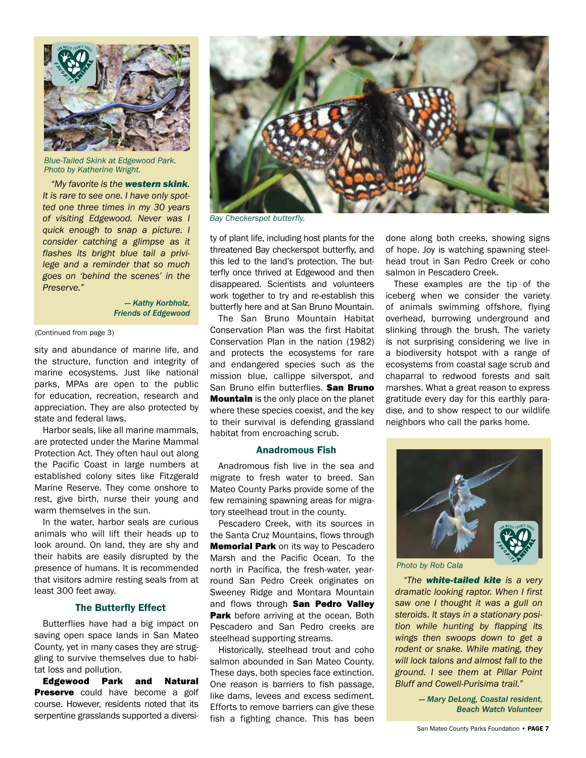Blue-Tailed Skink at Edgewood Park. Photo by Katherine Wright.

*"My favorite is the **western skink**. It is rare to see one. I have only spotted one three times in my 30 years of visiting Edgewood. Never was I quick enough to snap a picture. I consider catching a glimpse as it flashes its bright blue tail a privilege and a reminder that so much goes on 'behind the scenes' in the Preserve."*

***— Kathy Korbholz, Friends of Edgewood***

(Continued from page 3)

sity and abundance of marine life, and the structure, function and integrity of marine ecosystems. Just like national parks, MPAs are open to the public for education, recreation, research and appreciation. They are also protected by state and federal laws.

Harbor seals, like all marine mammals, are protected under the Marine Mammal Protection Act. They often haul out along the Pacific Coast in large numbers at established colony sites like Fitzgerald Marine Reserve. They come onshore to rest, give birth, nurse their young and warm themselves in the sun.

In the water, harbor seals are curious animals who will lift their heads up to look around. On land, they are shy and their habits are easily disrupted by the presence of humans. It is recommended that visitors admire resting seals from at least 300 feet away.

### The Butterfly Effect

Butterflies have had a big impact on saving open space lands in San Mateo County, yet in many cases they are struggling to survive themselves due to habitat loss and pollution.

**Edgewood Park and Natural Preserve** could have become a golf course. However, residents noted that its serpentine grasslands supported a diversity of plant life, including host plants for the threatened Bay checkerspot butterfly, and this led to the land's protection. The butterfly once thrived at Edgewood and then disappeared. Scientists and volunteers work together to try and re-establish this butterfly here and at San Bruno Mountain.

Bay Checkerspot butterfly.

The San Bruno Mountain Habitat Conservation Plan was the first Habitat Conservation Plan in the nation (1982) and protects the ecosystems for rare and endangered species such as the mission blue, callippe silverspot, and San Bruno elfin butterflies. **San Bruno Mountain** is the only place on the planet where these species coexist, and the key to their survival is defending grassland habitat from encroaching scrub.

### Anadromous Fish

Anadromous fish live in the sea and migrate to fresh water to breed. San Mateo County Parks provide some of the few remaining spawning areas for migratory steelhead trout in the county.

Pescadero Creek, with its sources in the Santa Cruz Mountains, flows through **Memorial Park** on its way to Pescadero Marsh and the Pacific Ocean. To the north in Pacifica, the fresh-water, year-round San Pedro Creek originates on Sweeney Ridge and Montara Mountain and flows through **San Pedro Valley Park** before arriving at the ocean. Both Pescadero and San Pedro creeks are steelhead supporting streams.

Historically, steelhead trout and coho salmon abounded in San Mateo County. These days, both species face extinction. One reason is barriers to fish passage, like dams, levees and excess sediment. Efforts to remove barriers can give these fish a fighting chance. This has been done along both creeks, showing signs of hope. Joy is watching spawning steelhead trout in San Pedro Creek or coho salmon in Pescadero Creek.

These examples are the tip of the iceberg when we consider the variety of animals swimming offshore, flying overhead, burrowing underground and slinking through the brush. The variety is not surprising considering we live in a biodiversity hotspot with a range of ecosystems from coastal sage scrub and chaparral to redwood forests and salt marshes. What a great reason to express gratitude every day for this earthly paradise, and to show respect to our wildlife neighbors who call the parks home.

Photo by Rob Cala

*"The **white-tailed kite** is a very dramatic looking raptor. When I first saw one I thought it was a gull on steroids. It stays in a stationary position while hunting by flapping its wings then swoops down to get a rodent or snake. While mating, they will lock talons and almost fall to the ground. I see them at Pillar Point Bluff and Cowell-Purisima trail."*

***— Mary DeLong, Coastal resident, Beach Watch Volunteer***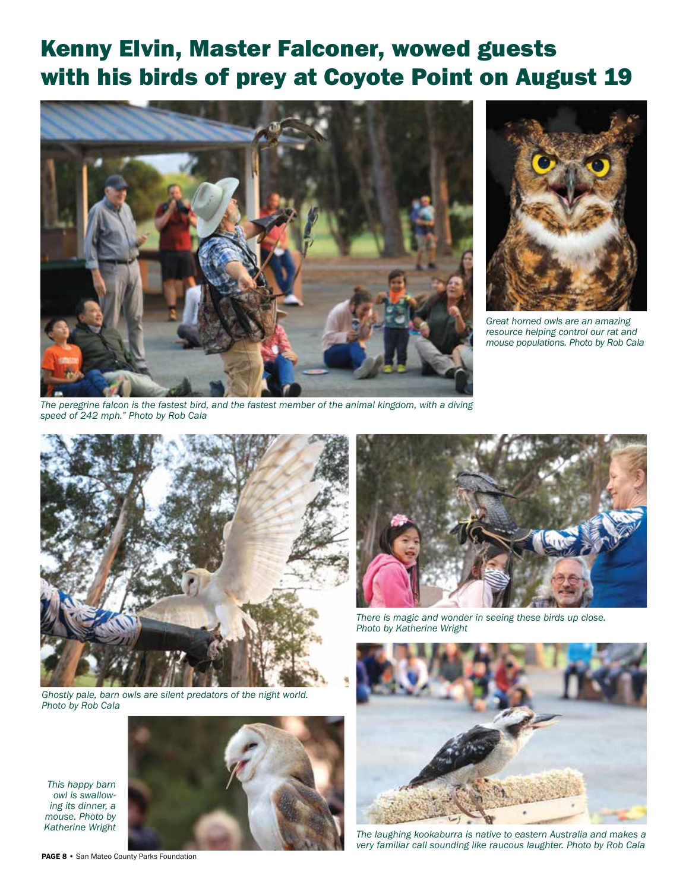# Kenny Elvin, Master Falconer, wowed guests with his birds of prey at Coyote Point on August 19

*The peregrine falcon is the fastest bird, and the fastest member of the animal kingdom, with a diving speed of 242 mph." Photo by Rob Cala*

*Great horned owls are an amazing resource helping control our rat and mouse populations. Photo by Rob Cala*

*Ghostly pale, barn owls are silent predators of the night world. Photo by Rob Cala*

*There is magic and wonder in seeing these birds up close. Photo by Katherine Wright*

*This happy barn owl is swallowing its dinner, a mouse. Photo by Katherine Wright*

*The laughing kookaburra is native to eastern Australia and makes a very familiar call sounding like raucous laughter. Photo by Rob Cala*